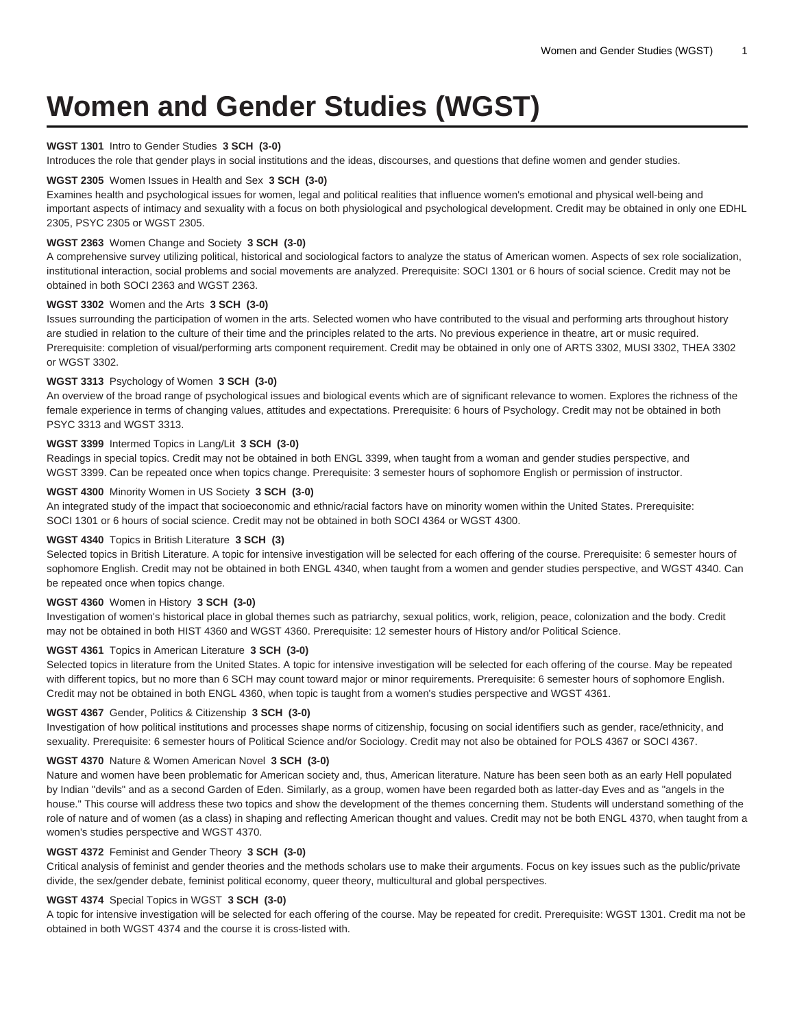# Women and Gender Studies (WGST)

**WGST 1301** Intro to Gender Studies **3 SCH (3-0)**
Introduces the role that gender plays in social institutions and the ideas, discourses, and questions that define women and gender studies.

**WGST 2305** Women Issues in Health and Sex **3 SCH (3-0)**
Examines health and psychological issues for women, legal and political realities that influence women's emotional and physical well-being and important aspects of intimacy and sexuality with a focus on both physiological and psychological development. Credit may be obtained in only one EDHL 2305, PSYC 2305 or WGST 2305.

**WGST 2363** Women Change and Society **3 SCH (3-0)**
A comprehensive survey utilizing political, historical and sociological factors to analyze the status of American women. Aspects of sex role socialization, institutional interaction, social problems and social movements are analyzed. Prerequisite: SOCI 1301 or 6 hours of social science. Credit may not be obtained in both SOCI 2363 and WGST 2363.

**WGST 3302** Women and the Arts **3 SCH (3-0)**
Issues surrounding the participation of women in the arts. Selected women who have contributed to the visual and performing arts throughout history are studied in relation to the culture of their time and the principles related to the arts. No previous experience in theatre, art or music required. Prerequisite: completion of visual/performing arts component requirement. Credit may be obtained in only one of ARTS 3302, MUSI 3302, THEA 3302 or WGST 3302.

**WGST 3313** Psychology of Women **3 SCH (3-0)**
An overview of the broad range of psychological issues and biological events which are of significant relevance to women. Explores the richness of the female experience in terms of changing values, attitudes and expectations. Prerequisite: 6 hours of Psychology. Credit may not be obtained in both PSYC 3313 and WGST 3313.

**WGST 3399** Intermed Topics in Lang/Lit **3 SCH (3-0)**
Readings in special topics. Credit may not be obtained in both ENGL 3399, when taught from a woman and gender studies perspective, and WGST 3399. Can be repeated once when topics change. Prerequisite: 3 semester hours of sophomore English or permission of instructor.

**WGST 4300** Minority Women in US Society **3 SCH (3-0)**
An integrated study of the impact that socioeconomic and ethnic/racial factors have on minority women within the United States. Prerequisite: SOCI 1301 or 6 hours of social science. Credit may not be obtained in both SOCI 4364 or WGST 4300.

**WGST 4340** Topics in British Literature **3 SCH (3)**
Selected topics in British Literature. A topic for intensive investigation will be selected for each offering of the course. Prerequisite: 6 semester hours of sophomore English. Credit may not be obtained in both ENGL 4340, when taught from a women and gender studies perspective, and WGST 4340. Can be repeated once when topics change.

**WGST 4360** Women in History **3 SCH (3-0)**
Investigation of women's historical place in global themes such as patriarchy, sexual politics, work, religion, peace, colonization and the body. Credit may not be obtained in both HIST 4360 and WGST 4360. Prerequisite: 12 semester hours of History and/or Political Science.

**WGST 4361** Topics in American Literature **3 SCH (3-0)**
Selected topics in literature from the United States. A topic for intensive investigation will be selected for each offering of the course. May be repeated with different topics, but no more than 6 SCH may count toward major or minor requirements. Prerequisite: 6 semester hours of sophomore English. Credit may not be obtained in both ENGL 4360, when topic is taught from a women's studies perspective and WGST 4361.

**WGST 4367** Gender, Politics & Citizenship **3 SCH (3-0)**
Investigation of how political institutions and processes shape norms of citizenship, focusing on social identifiers such as gender, race/ethnicity, and sexuality. Prerequisite: 6 semester hours of Political Science and/or Sociology. Credit may not also be obtained for POLS 4367 or SOCI 4367.

**WGST 4370** Nature & Women American Novel **3 SCH (3-0)**
Nature and women have been problematic for American society and, thus, American literature. Nature has been seen both as an early Hell populated by Indian "devils" and as a second Garden of Eden. Similarly, as a group, women have been regarded both as latter-day Eves and as "angels in the house." This course will address these two topics and show the development of the themes concerning them. Students will understand something of the role of nature and of women (as a class) in shaping and reflecting American thought and values. Credit may not be both ENGL 4370, when taught from a women's studies perspective and WGST 4370.

**WGST 4372** Feminist and Gender Theory **3 SCH (3-0)**
Critical analysis of feminist and gender theories and the methods scholars use to make their arguments. Focus on key issues such as the public/private divide, the sex/gender debate, feminist political economy, queer theory, multicultural and global perspectives.

**WGST 4374** Special Topics in WGST **3 SCH (3-0)**
A topic for intensive investigation will be selected for each offering of the course. May be repeated for credit. Prerequisite: WGST 1301. Credit ma not be obtained in both WGST 4374 and the course it is cross-listed with.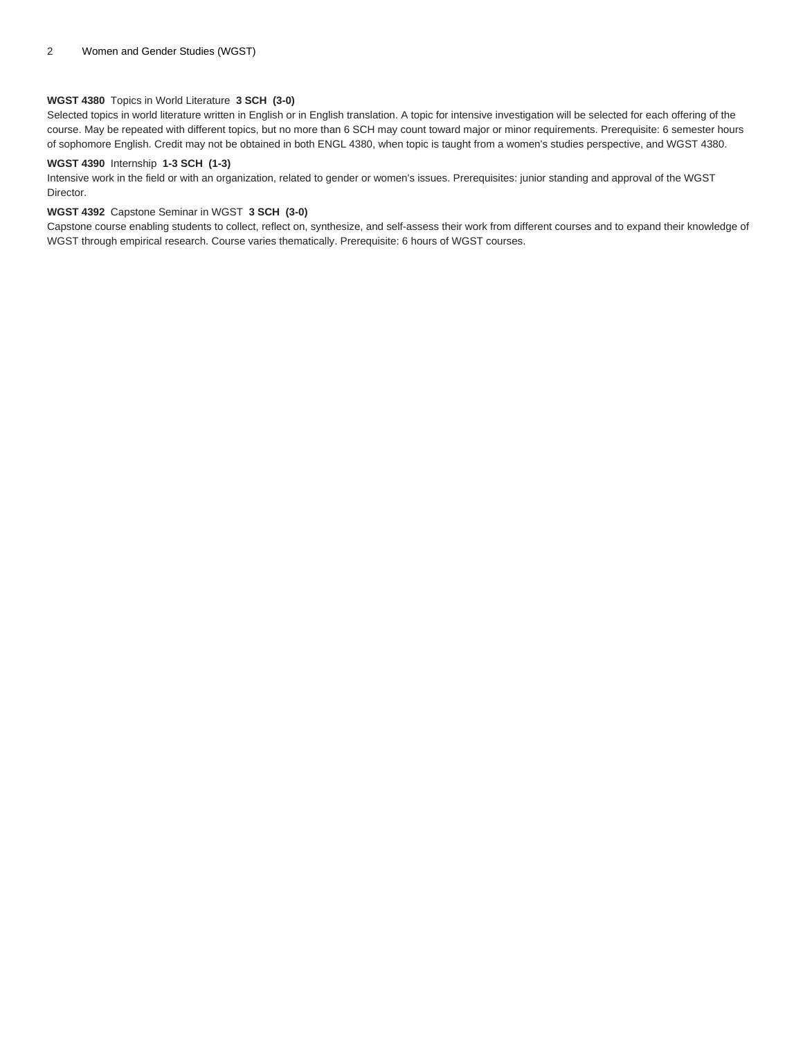**WGST 4380** Topics in World Literature **3 SCH (3-0)**
Selected topics in world literature written in English or in English translation. A topic for intensive investigation will be selected for each offering of the course. May be repeated with different topics, but no more than 6 SCH may count toward major or minor requirements. Prerequisite: 6 semester hours of sophomore English. Credit may not be obtained in both ENGL 4380, when topic is taught from a women's studies perspective, and WGST 4380.

**WGST 4390** Internship **1-3 SCH (1-3)**
Intensive work in the field or with an organization, related to gender or women's issues. Prerequisites: junior standing and approval of the WGST Director.

**WGST 4392** Capstone Seminar in WGST **3 SCH (3-0)**
Capstone course enabling students to collect, reflect on, synthesize, and self-assess their work from different courses and to expand their knowledge of WGST through empirical research. Course varies thematically. Prerequisite: 6 hours of WGST courses.